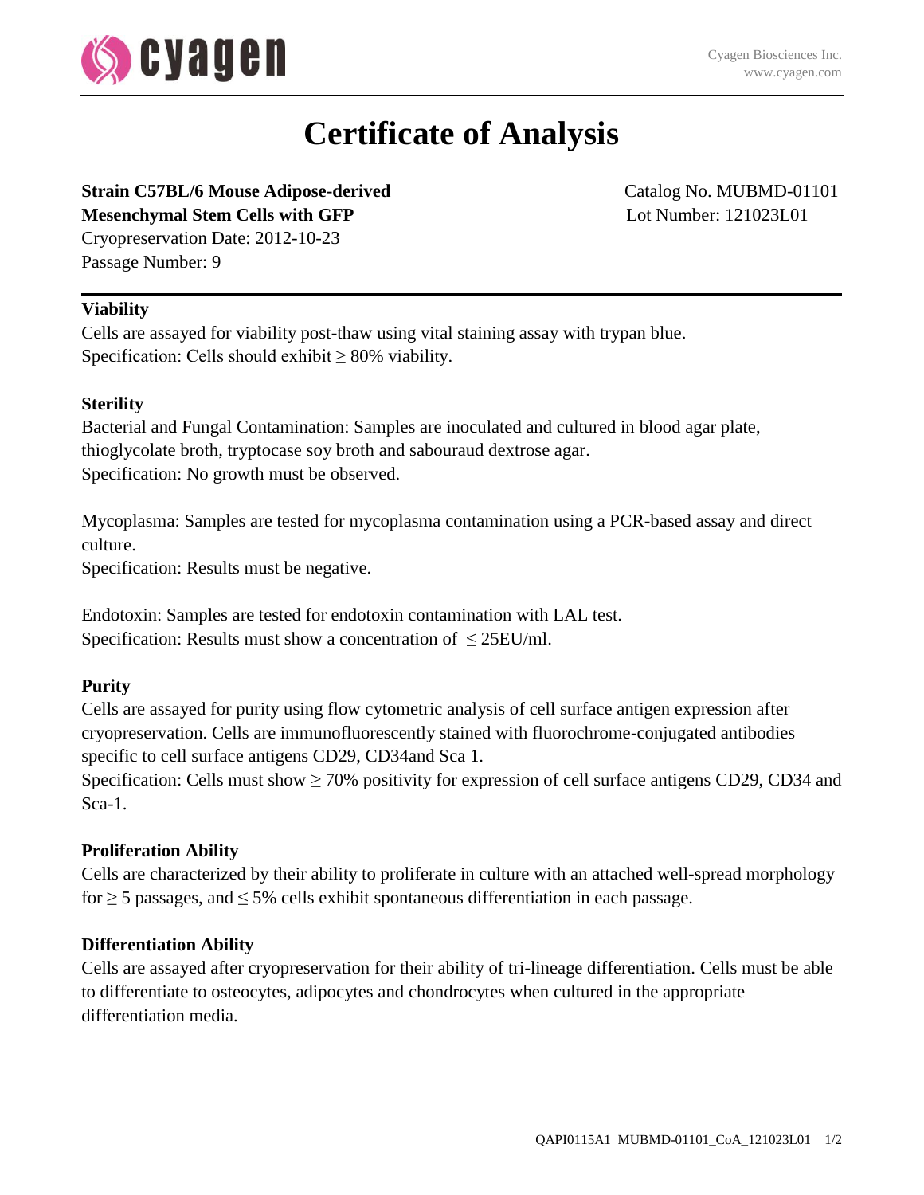# Certificate of Analysis

**Strain C57BL/6 Mouse Adipose-derived Mesenchymal Stem Cells with GFP**

Catalog No. MUBMD-01101

Lot Number: 121023L01

Cryopreservation Date: 2012-10-23

Passage Number: 9

---

### Viability

Cells are assayed for viability post-thaw using vital staining assay with trypan blue.

Specification: Cells should exhibit ≥ 80% viability.

### Sterility

Bacterial and Fungal Contamination: Samples are inoculated and cultured in blood agar plate, thioglycolate broth, tryptocase soy broth and sabouraud dextrose agar.

Specification: No growth must be observed.

Mycoplasma: Samples are tested for mycoplasma contamination using a PCR-based assay and direct culture.

Specification: Results must be negative.

Endotoxin: Samples are tested for endotoxin contamination with LAL test.

Specification: Results must show a concentration of ≤25EU/ml.

### Purity

Cells are assayed for purity using flow cytometric analysis of cell surface antigen expression after cryopreservation. Cells are immunofluorescently stained with fluorochrome-conjugated antibodies specific to cell surface antigens CD29, CD34and Sca 1.

Specification: Cells must show ≥ 70% positivity for expression of cell surface antigens CD29, CD34 and Sca-1.

### Proliferation Ability

Cells are characterized by their ability to proliferate in culture with an attached well-spread morphology for ≥ 5 passages, and ≤ 5% cells exhibit spontaneous differentiation in each passage.

### Differentiation Ability

Cells are assayed after cryopreservation for their ability of tri-lineage differentiation. Cells must be able to differentiate to osteocytes, adipocytes and chondrocytes when cultured in the appropriate differentiation media.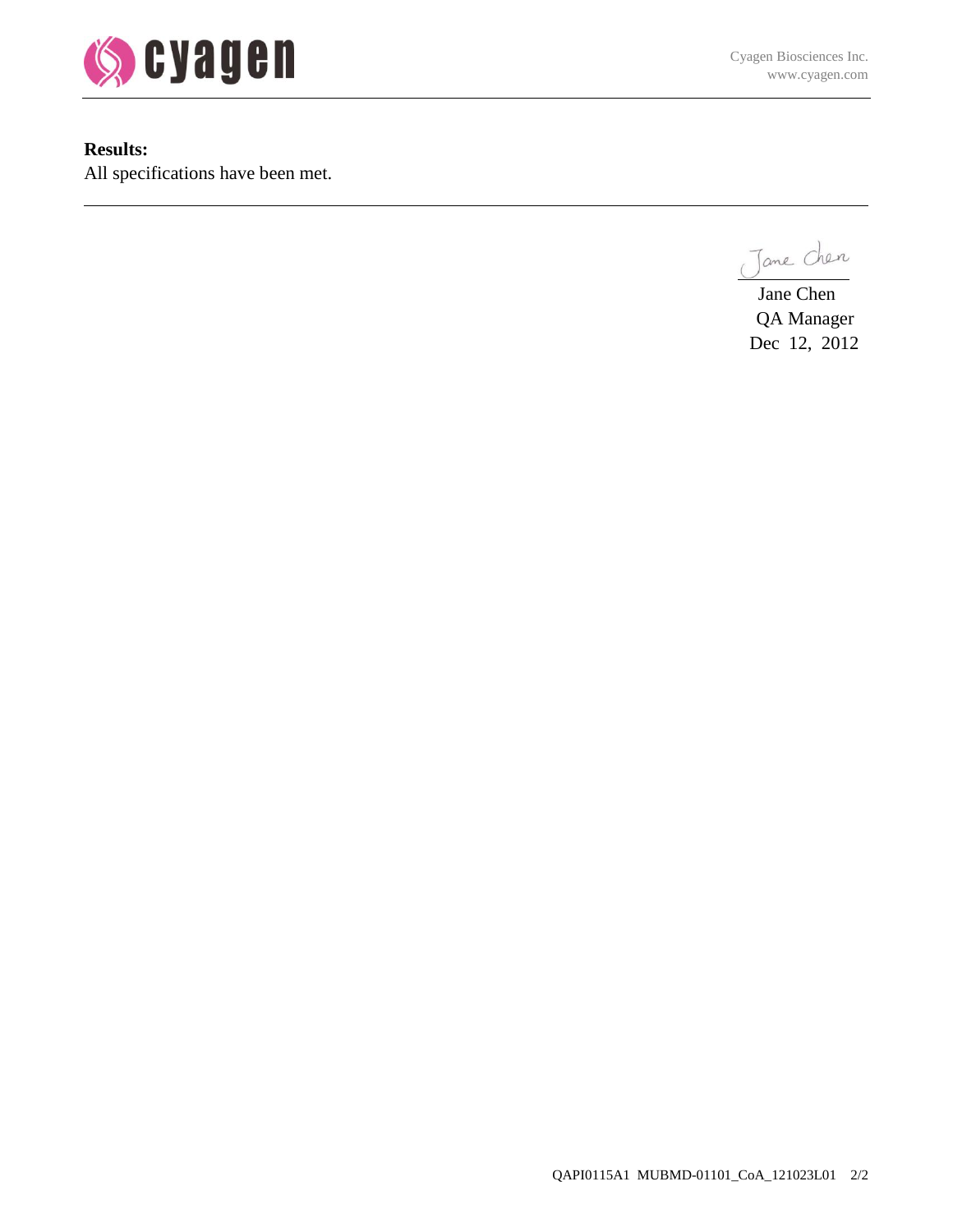**Results:**

All specifications have been met.

---

Jane Chen

QA Manager

Dec 12, 2012